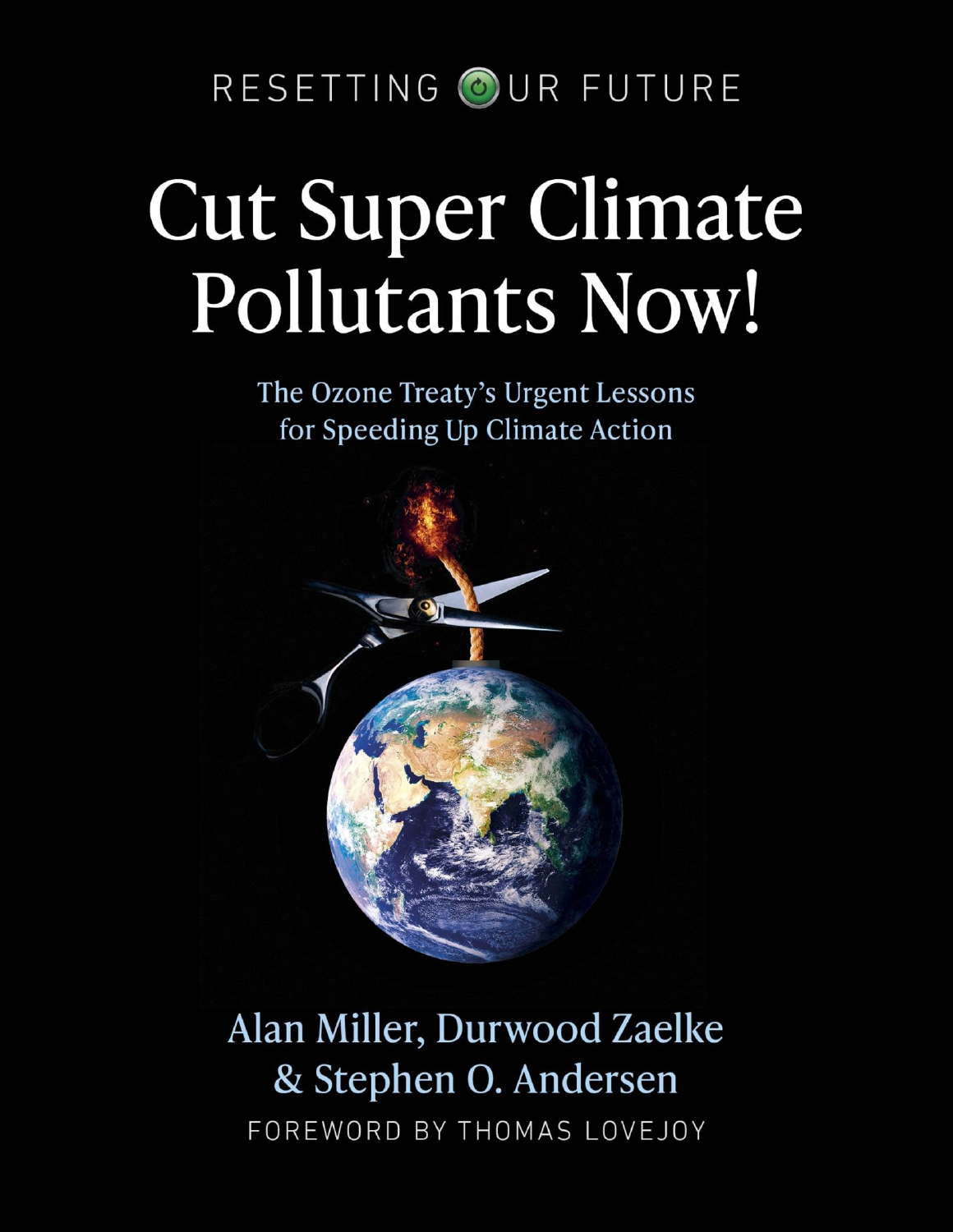RESETTING OUR FUTURE

# Cut Super Climate Pollutants Now!

## The Ozone Treaty's Urgent Lessons for Speeding Up Climate Action

Alan Miller, Durwood Zaelke & Stephen O. Andersen

FOREWORD BY THOMAS LOVEJOY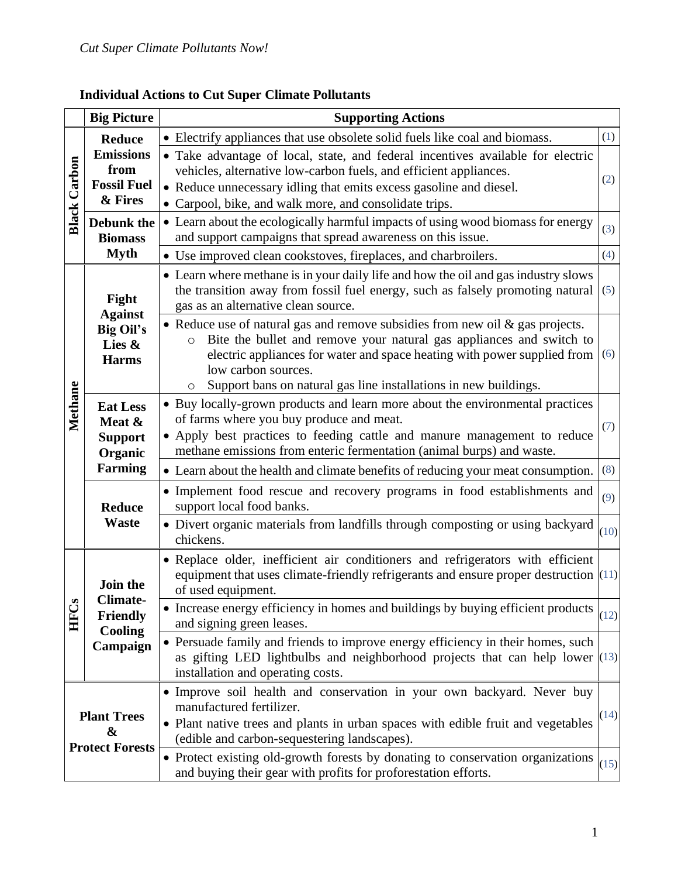**Individual Actions to Cut Super Climate Pollutants**

| | Big Picture | Supporting Actions | |
|---|---|---|---|
| Black Carbon | Reduce Emissions from Fossil Fuel & Fires | • Electrify appliances that use obsolete solid fuels like coal and biomass. | (1) |
| | | • Take advantage of local, state, and federal incentives available for electric vehicles, alternative low-carbon fuels, and efficient appliances.<br>• Reduce unnecessary idling that emits excess gasoline and diesel.<br>• Carpool, bike, and walk more, and consolidate trips. | (2) |
| | Debunk the Biomass Myth | • Learn about the ecologically harmful impacts of using wood biomass for energy and support campaigns that spread awareness on this issue. | (3) |
| | | • Use improved clean cookstoves, fireplaces, and charbroilers. | (4) |
| Methane | Fight Against Big Oil's Lies & Harms | • Learn where methane is in your daily life and how the oil and gas industry slows the transition away from fossil fuel energy, such as falsely promoting natural gas as an alternative clean source. | (5) |
| | | • Reduce use of natural gas and remove subsidies from new oil & gas projects.<br>  ○ Bite the bullet and remove your natural gas appliances and switch to electric appliances for water and space heating with power supplied from low carbon sources.<br>  ○ Support bans on natural gas line installations in new buildings. | (6) |
| | Eat Less Meat & Support Organic Farming | • Buy locally-grown products and learn more about the environmental practices of farms where you buy produce and meat.<br>• Apply best practices to feeding cattle and manure management to reduce methane emissions from enteric fermentation (animal burps) and waste. | (7) |
| | | • Learn about the health and climate benefits of reducing your meat consumption. | (8) |
| | Reduce Waste | • Implement food rescue and recovery programs in food establishments and support local food banks. | (9) |
| | | • Divert organic materials from landfills through composting or using backyard chickens. | (10) |
| HFCs | Join the Climate-Friendly Cooling Campaign | • Replace older, inefficient air conditioners and refrigerators with efficient equipment that uses climate-friendly refrigerants and ensure proper destruction of used equipment. | (11) |
| | | • Increase energy efficiency in homes and buildings by buying efficient products and signing green leases. | (12) |
| | | • Persuade family and friends to improve energy efficiency in their homes, such as gifting LED lightbulbs and neighborhood projects that can help lower installation and operating costs. | (13) |
| Plant Trees & Protect Forests | | • Improve soil health and conservation in your own backyard. Never buy manufactured fertilizer.<br>• Plant native trees and plants in urban spaces with edible fruit and vegetables (edible and carbon-sequestering landscapes). | (14) |
| | | • Protect existing old-growth forests by donating to conservation organizations and buying their gear with profits for proforestation efforts. | (15) |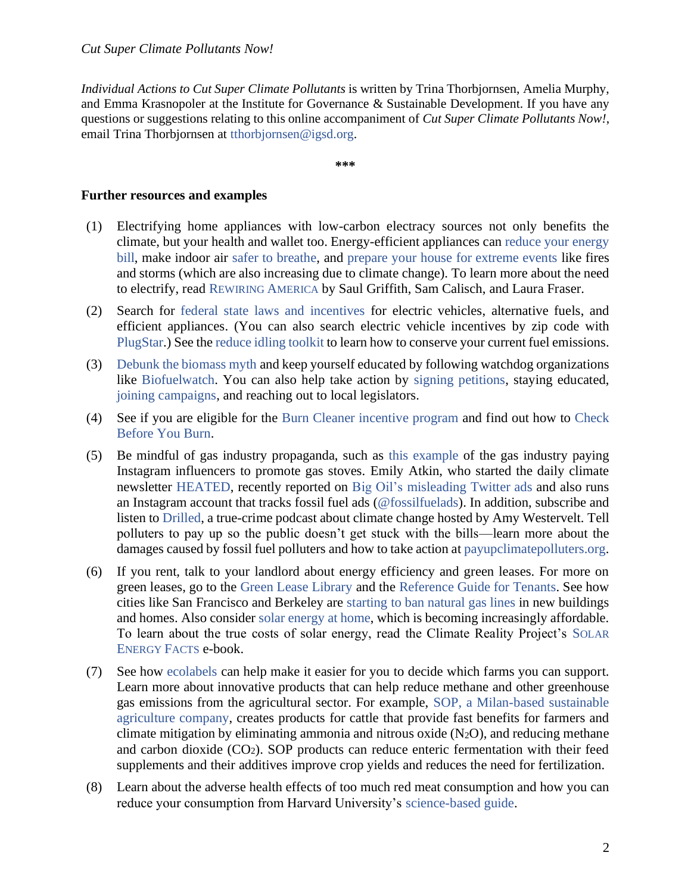*Individual Actions to Cut Super Climate Pollutants* is written by Trina Thorbjornsen, Amelia Murphy, and Emma Krasnopoler at the Institute for Governance & Sustainable Development. If you have any questions or suggestions relating to this online accompaniment of *Cut Super Climate Pollutants Now!*, email Trina Thorbjornsen at tthorbjornsen@igsd.org.

***

**Further resources and examples**

(1) Electrifying home appliances with low-carbon electracy sources not only benefits the climate, but your health and wallet too. Energy-efficient appliances can reduce your energy bill, make indoor air safer to breathe, and prepare your house for extreme events like fires and storms (which are also increasing due to climate change). To learn more about the need to electrify, read REWIRING AMERICA by Saul Griffith, Sam Calisch, and Laura Fraser.

(2) Search for federal state laws and incentives for electric vehicles, alternative fuels, and efficient appliances. (You can also search electric vehicle incentives by zip code with PlugStar.) See the reduce idling toolkit to learn how to conserve your current fuel emissions.

(3) Debunk the biomass myth and keep yourself educated by following watchdog organizations like Biofuelwatch. You can also help take action by signing petitions, staying educated, joining campaigns, and reaching out to local legislators.

(4) See if you are eligible for the Burn Cleaner incentive program and find out how to Check Before You Burn.

(5) Be mindful of gas industry propaganda, such as this example of the gas industry paying Instagram influencers to promote gas stoves. Emily Atkin, who started the daily climate newsletter HEATED, recently reported on Big Oil's misleading Twitter ads and also runs an Instagram account that tracks fossil fuel ads (@fossilfuelads). In addition, subscribe and listen to Drilled, a true-crime podcast about climate change hosted by Amy Westervelt. Tell polluters to pay up so the public doesn't get stuck with the bills—learn more about the damages caused by fossil fuel polluters and how to take action at payupclimatepolluters.org.

(6) If you rent, talk to your landlord about energy efficiency and green leases. For more on green leases, go to the Green Lease Library and the Reference Guide for Tenants. See how cities like San Francisco and Berkeley are starting to ban natural gas lines in new buildings and homes. Also consider solar energy at home, which is becoming increasingly affordable. To learn about the true costs of solar energy, read the Climate Reality Project's SOLAR ENERGY FACTS e-book.

(7) See how ecolabels can help make it easier for you to decide which farms you can support. Learn more about innovative products that can help reduce methane and other greenhouse gas emissions from the agricultural sector. For example, SOP, a Milan-based sustainable agriculture company, creates products for cattle that provide fast benefits for farmers and climate mitigation by eliminating ammonia and nitrous oxide ($N_2O$), and reducing methane and carbon dioxide ($CO_2$). SOP products can reduce enteric fermentation with their feed supplements and their additives improve crop yields and reduces the need for fertilization.

(8) Learn about the adverse health effects of too much red meat consumption and how you can reduce your consumption from Harvard University's science-based guide.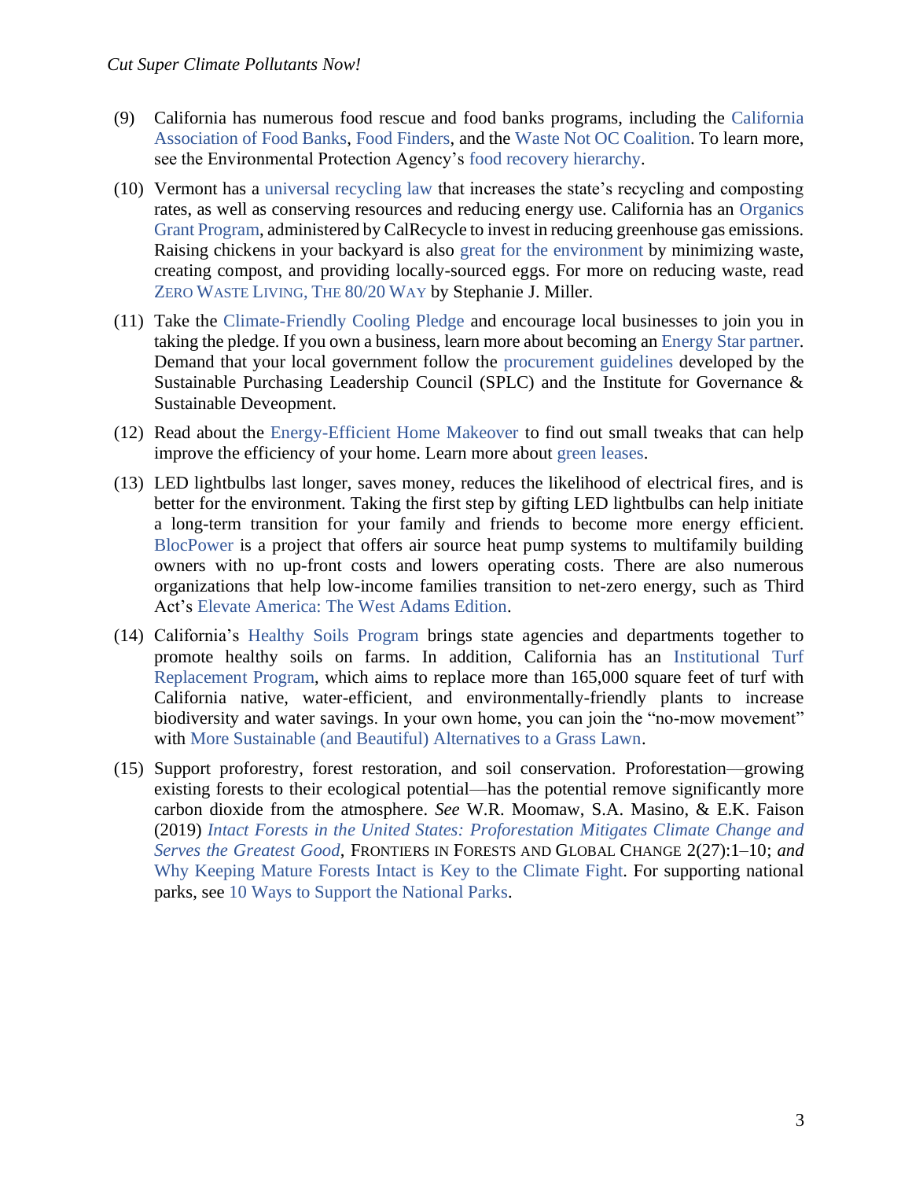(9) California has numerous food rescue and food banks programs, including the California Association of Food Banks, Food Finders, and the Waste Not OC Coalition. To learn more, see the Environmental Protection Agency's food recovery hierarchy.

(10) Vermont has a universal recycling law that increases the state's recycling and composting rates, as well as conserving resources and reducing energy use. California has an Organics Grant Program, administered by CalRecycle to invest in reducing greenhouse gas emissions. Raising chickens in your backyard is also great for the environment by minimizing waste, creating compost, and providing locally-sourced eggs. For more on reducing waste, read ZERO WASTE LIVING, THE 80/20 WAY by Stephanie J. Miller.

(11) Take the Climate-Friendly Cooling Pledge and encourage local businesses to join you in taking the pledge. If you own a business, learn more about becoming an Energy Star partner. Demand that your local government follow the procurement guidelines developed by the Sustainable Purchasing Leadership Council (SPLC) and the Institute for Governance & Sustainable Deveopment.

(12) Read about the Energy-Efficient Home Makeover to find out small tweaks that can help improve the efficiency of your home. Learn more about green leases.

(13) LED lightbulbs last longer, saves money, reduces the likelihood of electrical fires, and is better for the environment. Taking the first step by gifting LED lightbulbs can help initiate a long-term transition for your family and friends to become more energy efficient. BlocPower is a project that offers air source heat pump systems to multifamily building owners with no up-front costs and lowers operating costs. There are also numerous organizations that help low-income families transition to net-zero energy, such as Third Act's Elevate America: The West Adams Edition.

(14) California's Healthy Soils Program brings state agencies and departments together to promote healthy soils on farms. In addition, California has an Institutional Turf Replacement Program, which aims to replace more than 165,000 square feet of turf with California native, water-efficient, and environmentally-friendly plants to increase biodiversity and water savings. In your own home, you can join the "no-mow movement" with More Sustainable (and Beautiful) Alternatives to a Grass Lawn.

(15) Support proforestry, forest restoration, and soil conservation. Proforestation—growing existing forests to their ecological potential—has the potential remove significantly more carbon dioxide from the atmosphere. *See* W.R. Moomaw, S.A. Masino, & E.K. Faison (2019) *Intact Forests in the United States: Proforestation Mitigates Climate Change and Serves the Greatest Good*, FRONTIERS IN FORESTS AND GLOBAL CHANGE 2(27):1–10; *and* Why Keeping Mature Forests Intact is Key to the Climate Fight. For supporting national parks, see 10 Ways to Support the National Parks.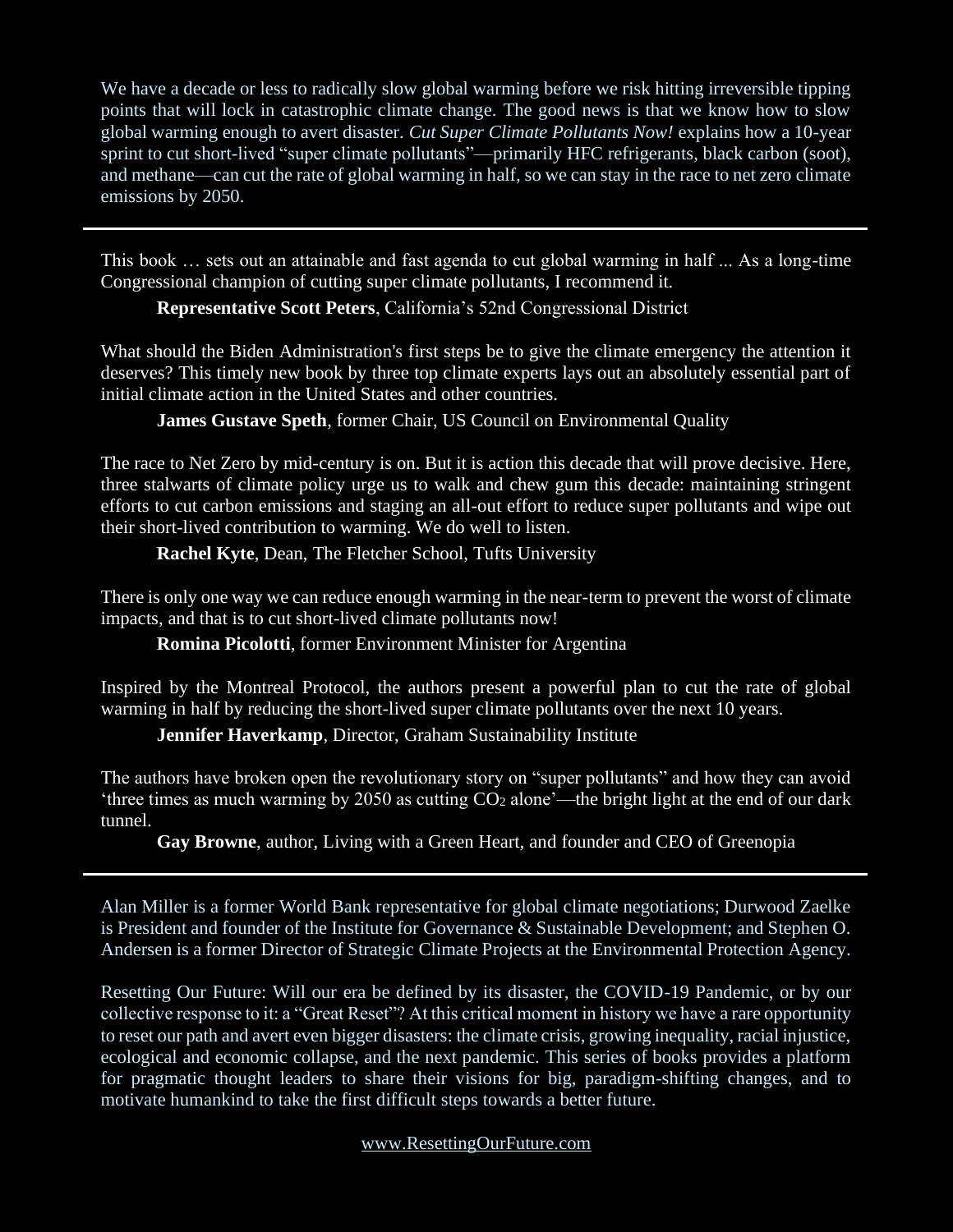We have a decade or less to radically slow global warming before we risk hitting irreversible tipping points that will lock in catastrophic climate change. The good news is that we know how to slow global warming enough to avert disaster. *Cut Super Climate Pollutants Now!* explains how a 10-year sprint to cut short-lived "super climate pollutants"—primarily HFC refrigerants, black carbon (soot), and methane—can cut the rate of global warming in half, so we can stay in the race to net zero climate emissions by 2050.

---

This book … sets out an attainable and fast agenda to cut global warming in half ... As a long-time Congressional champion of cutting super climate pollutants, I recommend it.

**Representative Scott Peters**, California's 52nd Congressional District

What should the Biden Administration's first steps be to give the climate emergency the attention it deserves? This timely new book by three top climate experts lays out an absolutely essential part of initial climate action in the United States and other countries.

**James Gustave Speth**, former Chair, US Council on Environmental Quality

The race to Net Zero by mid-century is on. But it is action this decade that will prove decisive. Here, three stalwarts of climate policy urge us to walk and chew gum this decade: maintaining stringent efforts to cut carbon emissions and staging an all-out effort to reduce super pollutants and wipe out their short-lived contribution to warming. We do well to listen.

**Rachel Kyte**, Dean, The Fletcher School, Tufts University

There is only one way we can reduce enough warming in the near-term to prevent the worst of climate impacts, and that is to cut short-lived climate pollutants now!

**Romina Picolotti**, former Environment Minister for Argentina

Inspired by the Montreal Protocol, the authors present a powerful plan to cut the rate of global warming in half by reducing the short-lived super climate pollutants over the next 10 years.

**Jennifer Haverkamp**, Director, Graham Sustainability Institute

The authors have broken open the revolutionary story on "super pollutants" and how they can avoid 'three times as much warming by 2050 as cutting $CO_2$ alone'—the bright light at the end of our dark tunnel.

**Gay Browne**, author, Living with a Green Heart, and founder and CEO of Greenopia

---

Alan Miller is a former World Bank representative for global climate negotiations; Durwood Zaelke is President and founder of the Institute for Governance & Sustainable Development; and Stephen O. Andersen is a former Director of Strategic Climate Projects at the Environmental Protection Agency.

Resetting Our Future: Will our era be defined by its disaster, the COVID-19 Pandemic, or by our collective response to it: a "Great Reset"? At this critical moment in history we have a rare opportunity to reset our path and avert even bigger disasters: the climate crisis, growing inequality, racial injustice, ecological and economic collapse, and the next pandemic. This series of books provides a platform for pragmatic thought leaders to share their visions for big, paradigm-shifting changes, and to motivate humankind to take the first difficult steps towards a better future.

www.ResettingOurFuture.com